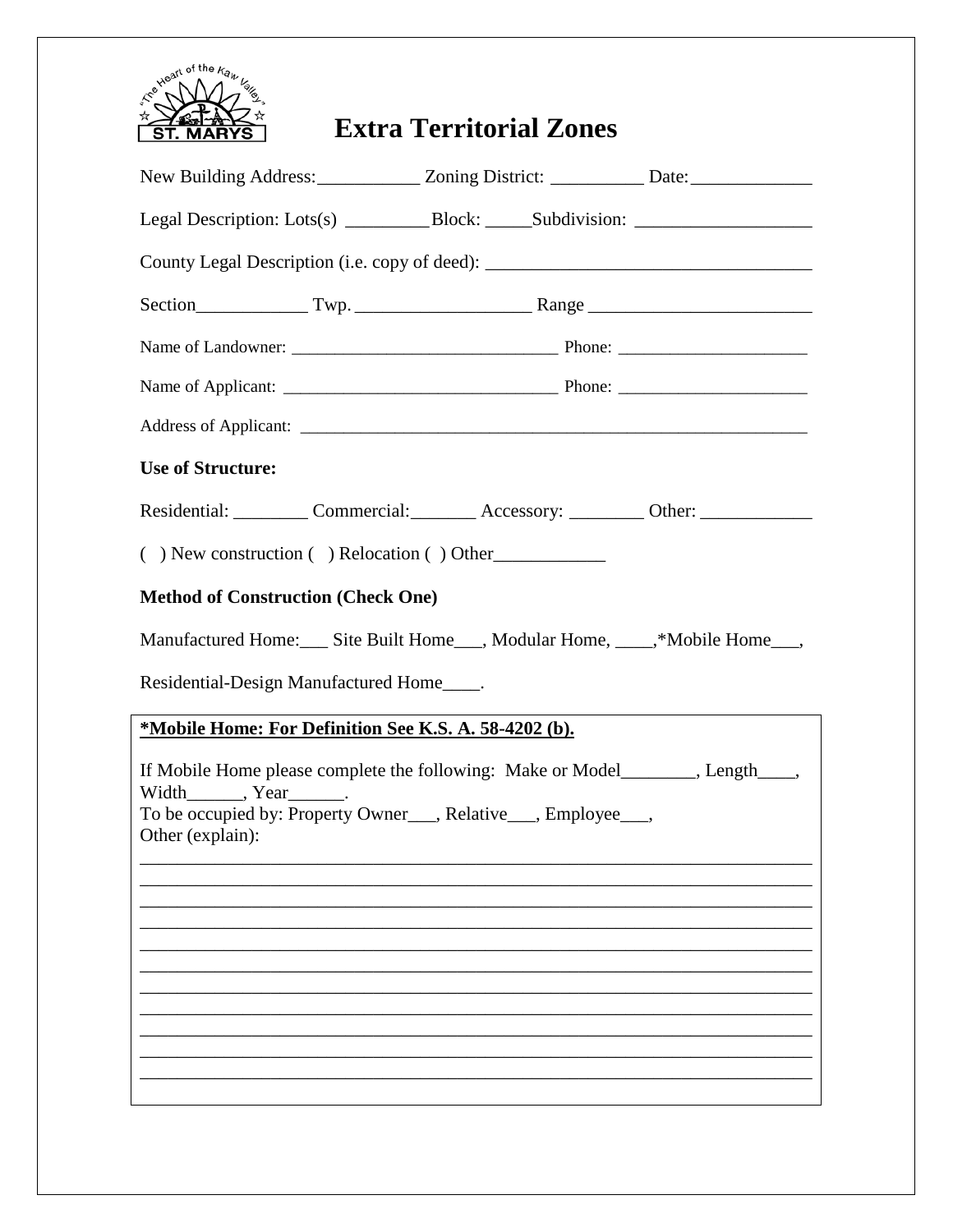"The Heart of the Kaw Valley" ST. MARYS

# Extra Territorial Zones

New Building Address:___________ Zoning District: __________ Date:_____________

Legal Description: Lots(s) _________Block: _____Subdivision: ___________________

County Legal Description (i.e. copy of deed): ___________________________________

Section____________ Twp. __________________ Range ________________________

Name of Landowner: ______________________________ Phone: ______________________

Name of Applicant: _______________________________ Phone: ______________________

Address of Applicant: ___________________________________________________________

**Use of Structure:**

Residential: ________ Commercial:_______ Accessory: ________ Other: ____________

( ) New construction ( ) Relocation ( ) Other____________

**Method of Construction (Check One)**

Manufactured Home:___ Site Built Home___, Modular Home, ____,*Mobile Home___,

Residential-Design Manufactured Home____.

**<u>*Mobile Home: For Definition See K.S. A. 58-4202 (b).</u>**

If Mobile Home please complete the following: Make or Model________, Length____, Width______, Year______.
To be occupied by: Property Owner___, Relative___, Employee___,
Other (explain):

________________________________________________________________________
________________________________________________________________________
________________________________________________________________________
________________________________________________________________________
________________________________________________________________________
________________________________________________________________________
________________________________________________________________________
________________________________________________________________________
________________________________________________________________________
________________________________________________________________________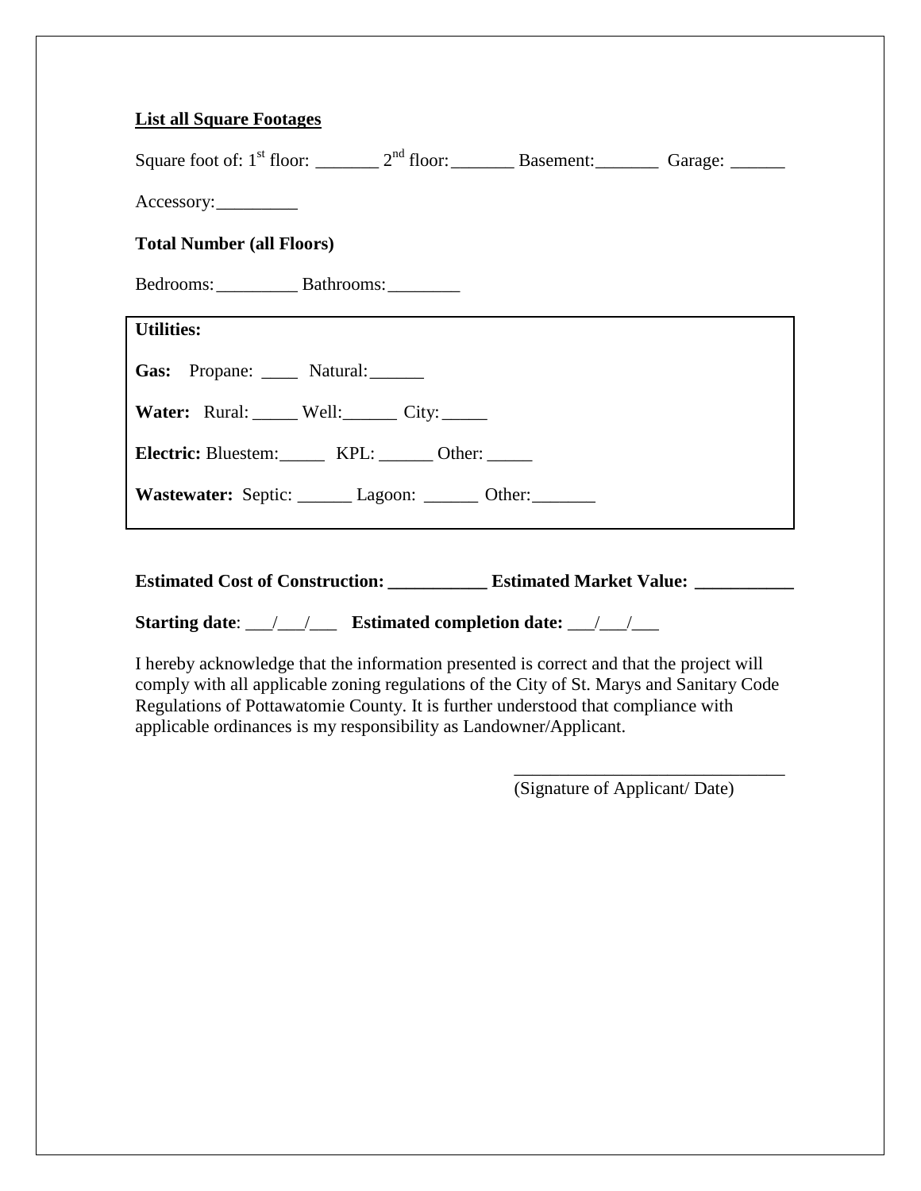**List all Square Footages**

Square foot of: 1st floor: _______ 2nd floor: _______ Basement: _______ Garage: ______

Accessory: _________

**Total Number (all Floors)**

Bedrooms: _________ Bathrooms: ________

**Utilities:**

**Gas:** Propane: ____ Natural: ______

**Water:** Rural: _____ Well: ______ City: _____

**Electric:** Bluestem: _____ KPL: ______ Other: _____

**Wastewater:** Septic: ______ Lagoon: ______ Other: _______

**Estimated Cost of Construction: ___________ Estimated Market Value: ___________**

**Starting date**: ___/___/___ **Estimated completion date:** ___/___/___

I hereby acknowledge that the information presented is correct and that the project will comply with all applicable zoning regulations of the City of St. Marys and Sanitary Code Regulations of Pottawatomie County. It is further understood that compliance with applicable ordinances is my responsibility as Landowner/Applicant.

______________________________
(Signature of Applicant/ Date)